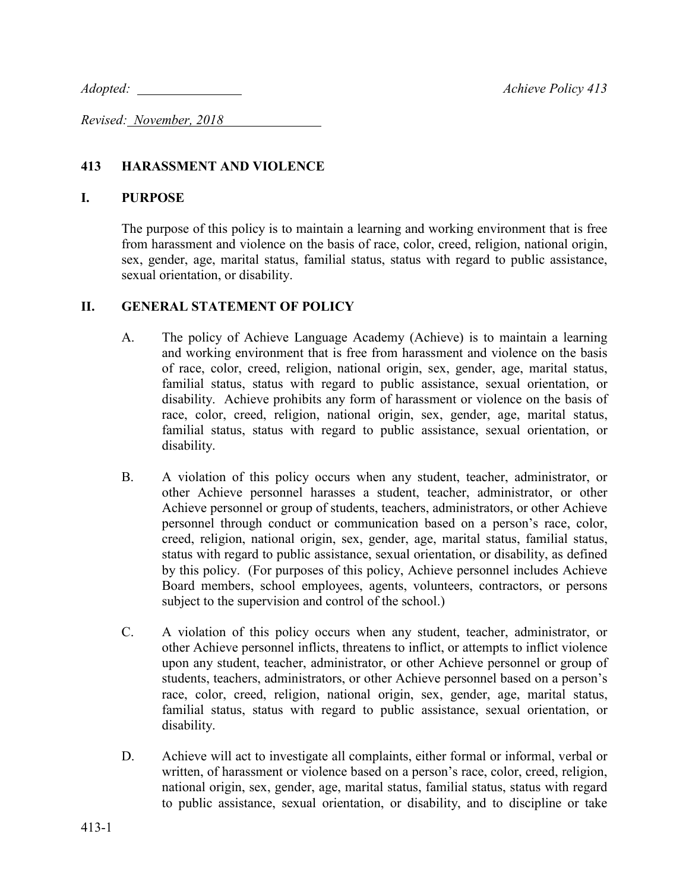*Adopted:* ______________ *Achieve Policy 413*

*Revised: November, 2018*

## 413 HARASSMENT AND VIOLENCE

### I. PURPOSE

The purpose of this policy is to maintain a learning and working environment that is free from harassment and violence on the basis of race, color, creed, religion, national origin, sex, gender, age, marital status, familial status, status with regard to public assistance, sexual orientation, or disability.

### II. GENERAL STATEMENT OF POLICY

A. The policy of Achieve Language Academy (Achieve) is to maintain a learning and working environment that is free from harassment and violence on the basis of race, color, creed, religion, national origin, sex, gender, age, marital status, familial status, status with regard to public assistance, sexual orientation, or disability. Achieve prohibits any form of harassment or violence on the basis of race, color, creed, religion, national origin, sex, gender, age, marital status, familial status, status with regard to public assistance, sexual orientation, or disability.

B. A violation of this policy occurs when any student, teacher, administrator, or other Achieve personnel harasses a student, teacher, administrator, or other Achieve personnel or group of students, teachers, administrators, or other Achieve personnel through conduct or communication based on a person's race, color, creed, religion, national origin, sex, gender, age, marital status, familial status, status with regard to public assistance, sexual orientation, or disability, as defined by this policy. (For purposes of this policy, Achieve personnel includes Achieve Board members, school employees, agents, volunteers, contractors, or persons subject to the supervision and control of the school.)

C. A violation of this policy occurs when any student, teacher, administrator, or other Achieve personnel inflicts, threatens to inflict, or attempts to inflict violence upon any student, teacher, administrator, or other Achieve personnel or group of students, teachers, administrators, or other Achieve personnel based on a person's race, color, creed, religion, national origin, sex, gender, age, marital status, familial status, status with regard to public assistance, sexual orientation, or disability.

D. Achieve will act to investigate all complaints, either formal or informal, verbal or written, of harassment or violence based on a person's race, color, creed, religion, national origin, sex, gender, age, marital status, familial status, status with regard to public assistance, sexual orientation, or disability, and to discipline or take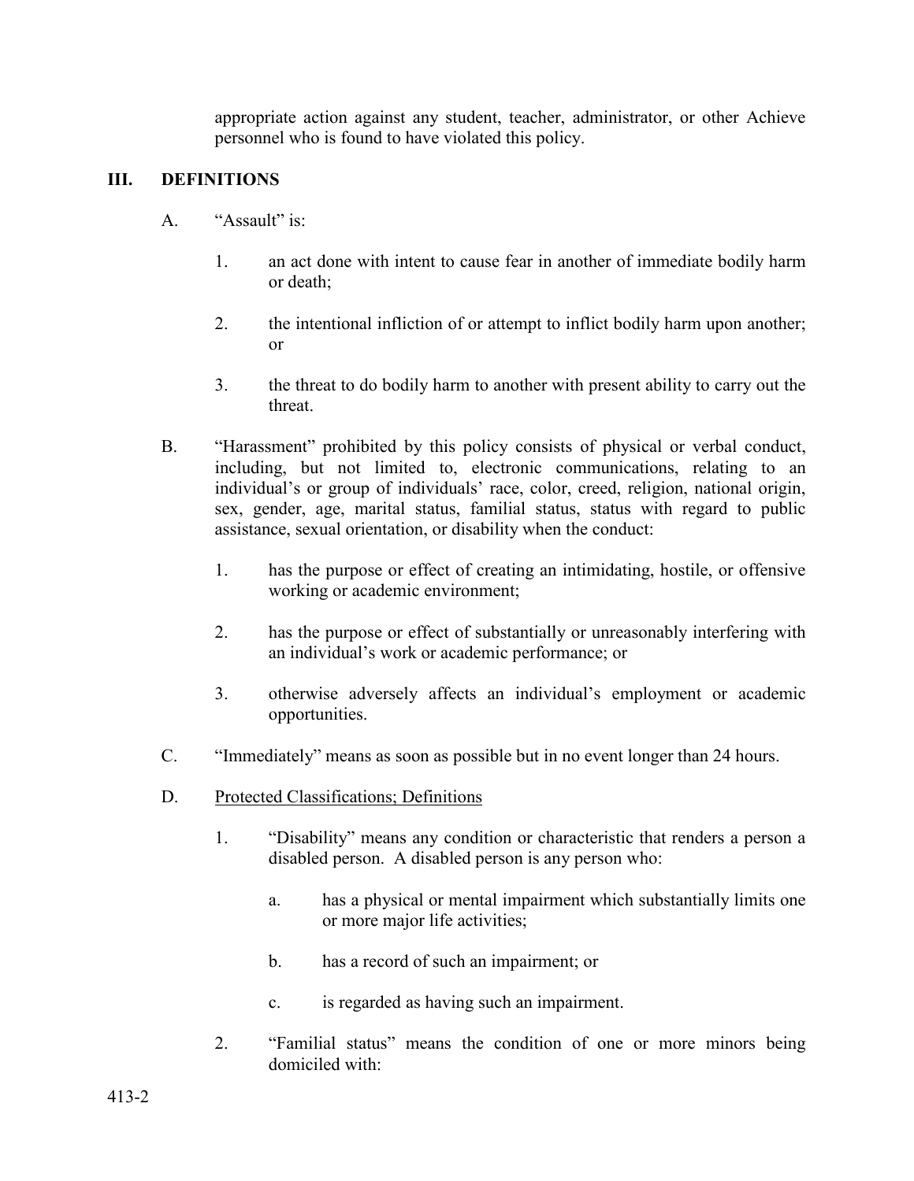appropriate action against any student, teacher, administrator, or other Achieve personnel who is found to have violated this policy.

## III. DEFINITIONS

A. "Assault" is:

1. an act done with intent to cause fear in another of immediate bodily harm or death;

2. the intentional infliction of or attempt to inflict bodily harm upon another; or

3. the threat to do bodily harm to another with present ability to carry out the threat.

B. "Harassment" prohibited by this policy consists of physical or verbal conduct, including, but not limited to, electronic communications, relating to an individual's or group of individuals' race, color, creed, religion, national origin, sex, gender, age, marital status, familial status, status with regard to public assistance, sexual orientation, or disability when the conduct:

1. has the purpose or effect of creating an intimidating, hostile, or offensive working or academic environment;

2. has the purpose or effect of substantially or unreasonably interfering with an individual's work or academic performance; or

3. otherwise adversely affects an individual's employment or academic opportunities.

C. "Immediately" means as soon as possible but in no event longer than 24 hours.

D. Protected Classifications; Definitions

1. "Disability" means any condition or characteristic that renders a person a disabled person. A disabled person is any person who:

   a. has a physical or mental impairment which substantially limits one or more major life activities;

   b. has a record of such an impairment; or

   c. is regarded as having such an impairment.

2. "Familial status" means the condition of one or more minors being domiciled with: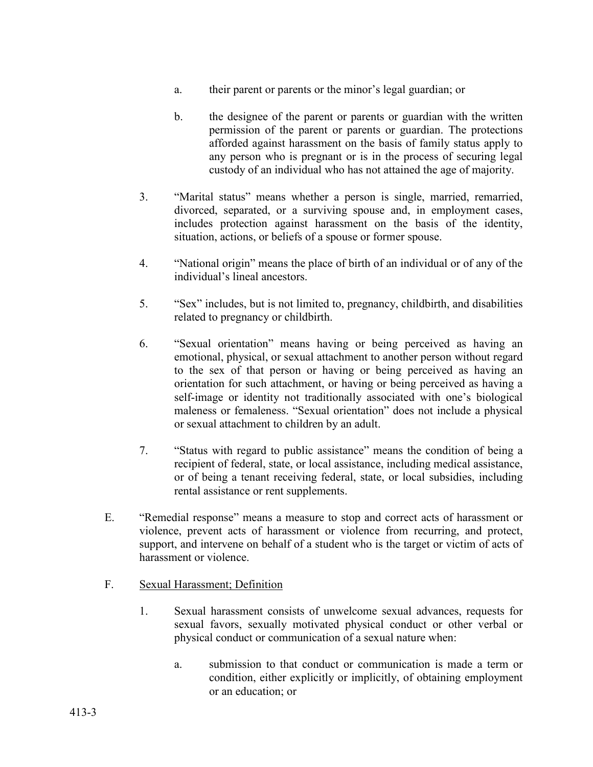a. their parent or parents or the minor's legal guardian; or

b. the designee of the parent or parents or guardian with the written permission of the parent or parents or guardian. The protections afforded against harassment on the basis of family status apply to any person who is pregnant or is in the process of securing legal custody of an individual who has not attained the age of majority.

3. "Marital status" means whether a person is single, married, remarried, divorced, separated, or a surviving spouse and, in employment cases, includes protection against harassment on the basis of the identity, situation, actions, or beliefs of a spouse or former spouse.

4. "National origin" means the place of birth of an individual or of any of the individual's lineal ancestors.

5. "Sex" includes, but is not limited to, pregnancy, childbirth, and disabilities related to pregnancy or childbirth.

6. "Sexual orientation" means having or being perceived as having an emotional, physical, or sexual attachment to another person without regard to the sex of that person or having or being perceived as having an orientation for such attachment, or having or being perceived as having a self-image or identity not traditionally associated with one's biological maleness or femaleness. "Sexual orientation" does not include a physical or sexual attachment to children by an adult.

7. "Status with regard to public assistance" means the condition of being a recipient of federal, state, or local assistance, including medical assistance, or of being a tenant receiving federal, state, or local subsidies, including rental assistance or rent supplements.

E. "Remedial response" means a measure to stop and correct acts of harassment or violence, prevent acts of harassment or violence from recurring, and protect, support, and intervene on behalf of a student who is the target or victim of acts of harassment or violence.

F. Sexual Harassment; Definition

1. Sexual harassment consists of unwelcome sexual advances, requests for sexual favors, sexually motivated physical conduct or other verbal or physical conduct or communication of a sexual nature when:

a. submission to that conduct or communication is made a term or condition, either explicitly or implicitly, of obtaining employment or an education; or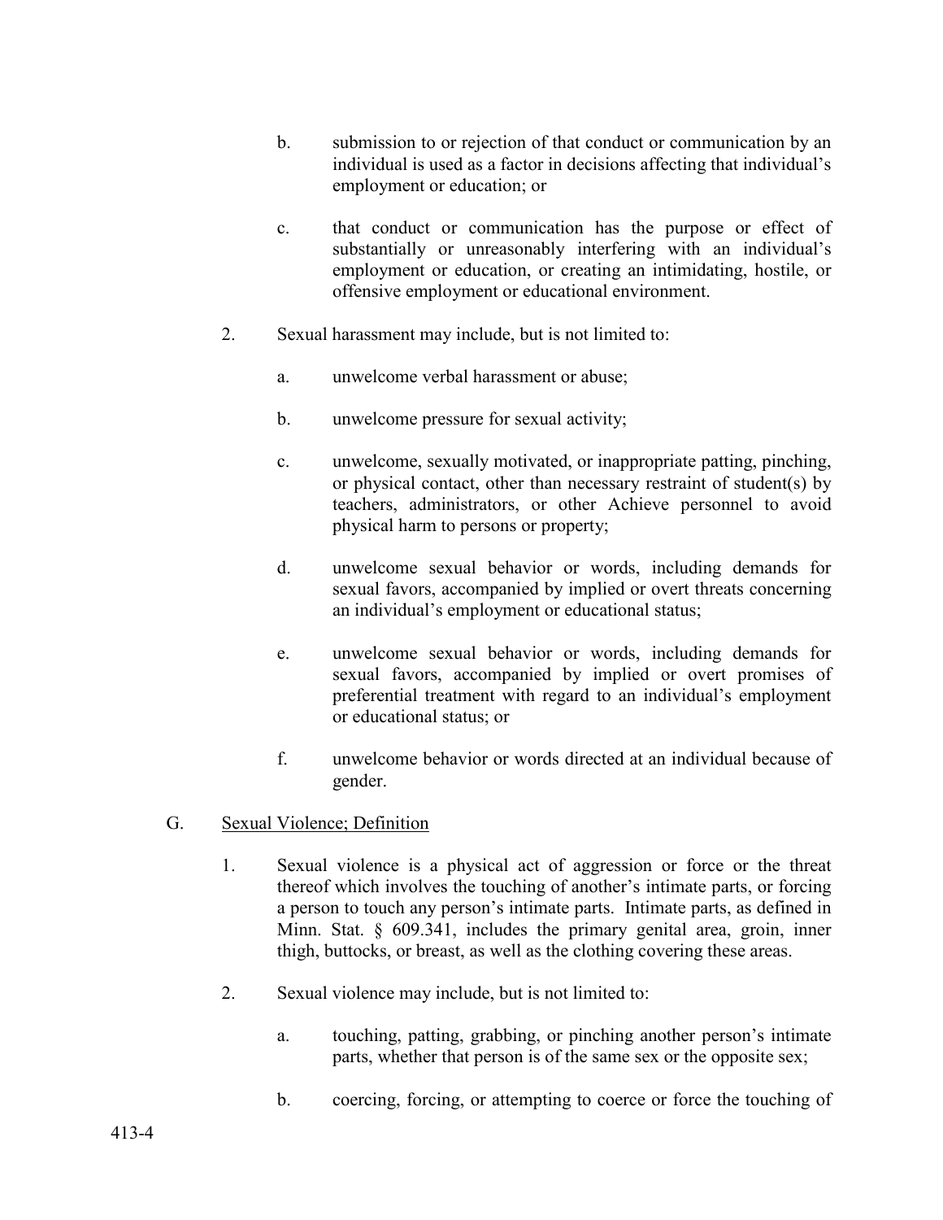b. submission to or rejection of that conduct or communication by an individual is used as a factor in decisions affecting that individual's employment or education; or

c. that conduct or communication has the purpose or effect of substantially or unreasonably interfering with an individual's employment or education, or creating an intimidating, hostile, or offensive employment or educational environment.

2. Sexual harassment may include, but is not limited to:

   a. unwelcome verbal harassment or abuse;

   b. unwelcome pressure for sexual activity;

   c. unwelcome, sexually motivated, or inappropriate patting, pinching, or physical contact, other than necessary restraint of student(s) by teachers, administrators, or other Achieve personnel to avoid physical harm to persons or property;

   d. unwelcome sexual behavior or words, including demands for sexual favors, accompanied by implied or overt threats concerning an individual's employment or educational status;

   e. unwelcome sexual behavior or words, including demands for sexual favors, accompanied by implied or overt promises of preferential treatment with regard to an individual's employment or educational status; or

   f. unwelcome behavior or words directed at an individual because of gender.

G. Sexual Violence; Definition

1. Sexual violence is a physical act of aggression or force or the threat thereof which involves the touching of another's intimate parts, or forcing a person to touch any person's intimate parts. Intimate parts, as defined in Minn. Stat. § 609.341, includes the primary genital area, groin, inner thigh, buttocks, or breast, as well as the clothing covering these areas.

2. Sexual violence may include, but is not limited to:

   a. touching, patting, grabbing, or pinching another person's intimate parts, whether that person is of the same sex or the opposite sex;

   b. coercing, forcing, or attempting to coerce or force the touching of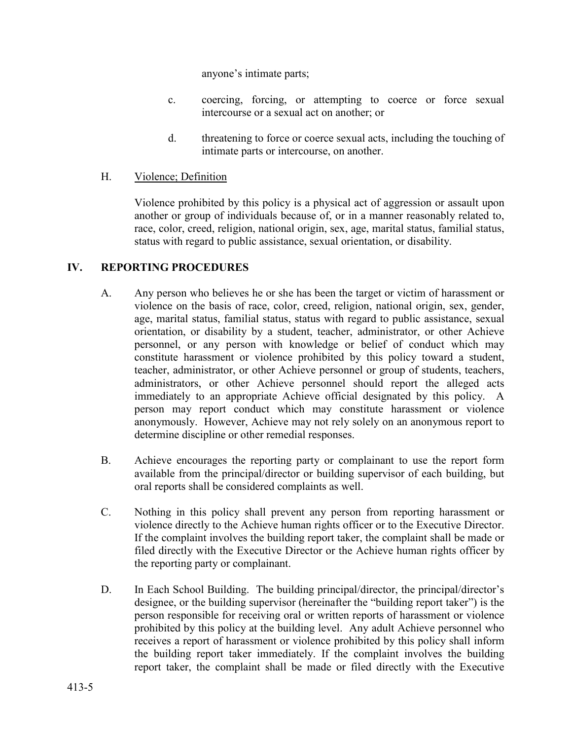anyone's intimate parts;

c. coercing, forcing, or attempting to coerce or force sexual intercourse or a sexual act on another; or

d. threatening to force or coerce sexual acts, including the touching of intimate parts or intercourse, on another.

H. Violence; Definition

Violence prohibited by this policy is a physical act of aggression or assault upon another or group of individuals because of, or in a manner reasonably related to, race, color, creed, religion, national origin, sex, age, marital status, familial status, status with regard to public assistance, sexual orientation, or disability.

## IV. REPORTING PROCEDURES

A. Any person who believes he or she has been the target or victim of harassment or violence on the basis of race, color, creed, religion, national origin, sex, gender, age, marital status, familial status, status with regard to public assistance, sexual orientation, or disability by a student, teacher, administrator, or other Achieve personnel, or any person with knowledge or belief of conduct which may constitute harassment or violence prohibited by this policy toward a student, teacher, administrator, or other Achieve personnel or group of students, teachers, administrators, or other Achieve personnel should report the alleged acts immediately to an appropriate Achieve official designated by this policy. A person may report conduct which may constitute harassment or violence anonymously. However, Achieve may not rely solely on an anonymous report to determine discipline or other remedial responses.

B. Achieve encourages the reporting party or complainant to use the report form available from the principal/director or building supervisor of each building, but oral reports shall be considered complaints as well.

C. Nothing in this policy shall prevent any person from reporting harassment or violence directly to the Achieve human rights officer or to the Executive Director. If the complaint involves the building report taker, the complaint shall be made or filed directly with the Executive Director or the Achieve human rights officer by the reporting party or complainant.

D. In Each School Building. The building principal/director, the principal/director's designee, or the building supervisor (hereinafter the "building report taker") is the person responsible for receiving oral or written reports of harassment or violence prohibited by this policy at the building level. Any adult Achieve personnel who receives a report of harassment or violence prohibited by this policy shall inform the building report taker immediately. If the complaint involves the building report taker, the complaint shall be made or filed directly with the Executive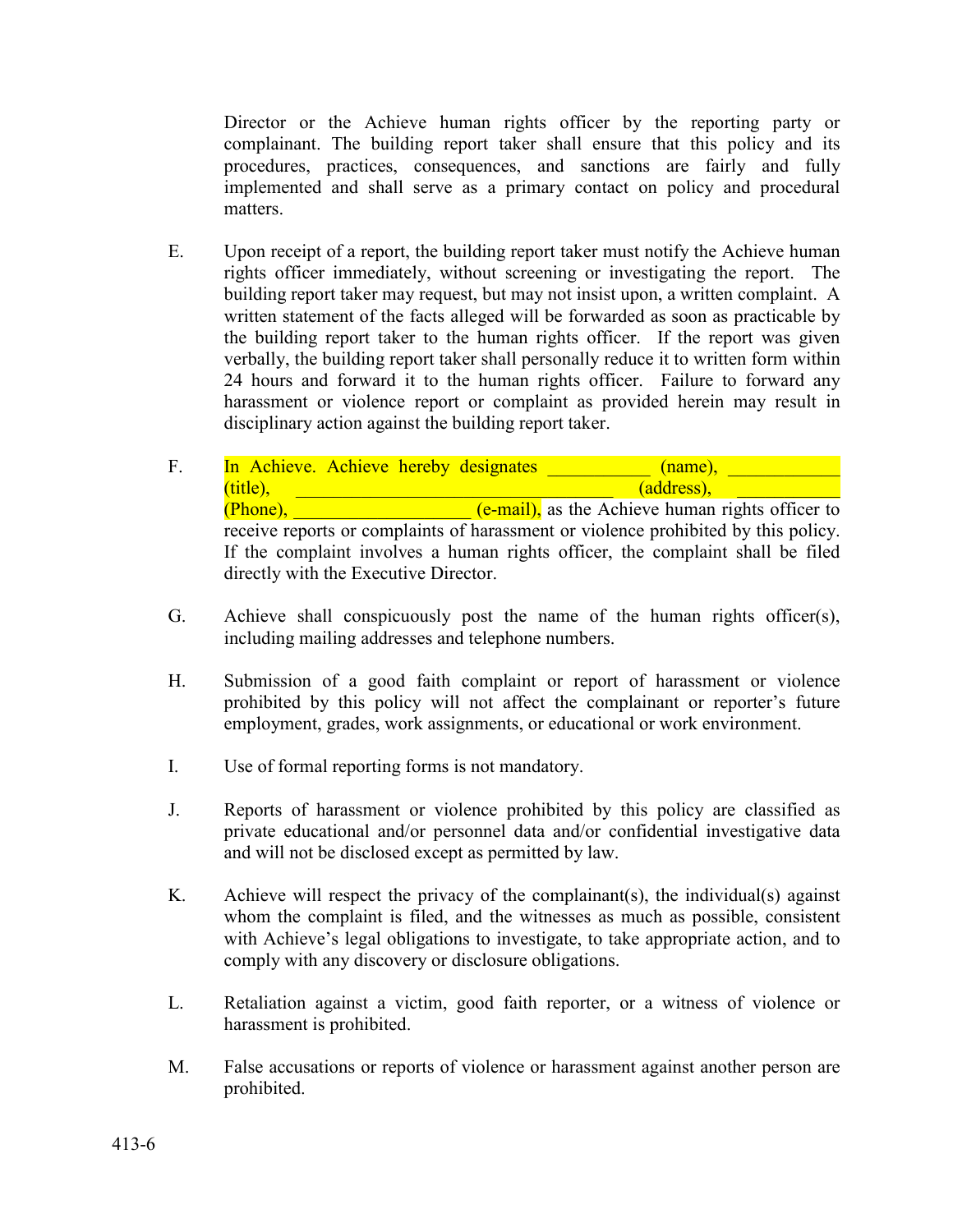Director or the Achieve human rights officer by the reporting party or complainant. The building report taker shall ensure that this policy and its procedures, practices, consequences, and sanctions are fairly and fully implemented and shall serve as a primary contact on policy and procedural matters.

E. Upon receipt of a report, the building report taker must notify the Achieve human rights officer immediately, without screening or investigating the report. The building report taker may request, but may not insist upon, a written complaint. A written statement of the facts alleged will be forwarded as soon as practicable by the building report taker to the human rights officer. If the report was given verbally, the building report taker shall personally reduce it to written form within 24 hours and forward it to the human rights officer. Failure to forward any harassment or violence report or complaint as provided herein may result in disciplinary action against the building report taker.

F. In Achieve. Achieve hereby designates ___________ (name), ___________ (title), ___________________________________ (address), ___________ (Phone), ___________________ (e-mail), as the Achieve human rights officer to receive reports or complaints of harassment or violence prohibited by this policy. If the complaint involves a human rights officer, the complaint shall be filed directly with the Executive Director.

G. Achieve shall conspicuously post the name of the human rights officer(s), including mailing addresses and telephone numbers.

H. Submission of a good faith complaint or report of harassment or violence prohibited by this policy will not affect the complainant or reporter's future employment, grades, work assignments, or educational or work environment.

I. Use of formal reporting forms is not mandatory.

J. Reports of harassment or violence prohibited by this policy are classified as private educational and/or personnel data and/or confidential investigative data and will not be disclosed except as permitted by law.

K. Achieve will respect the privacy of the complainant(s), the individual(s) against whom the complaint is filed, and the witnesses as much as possible, consistent with Achieve's legal obligations to investigate, to take appropriate action, and to comply with any discovery or disclosure obligations.

L. Retaliation against a victim, good faith reporter, or a witness of violence or harassment is prohibited.

M. False accusations or reports of violence or harassment against another person are prohibited.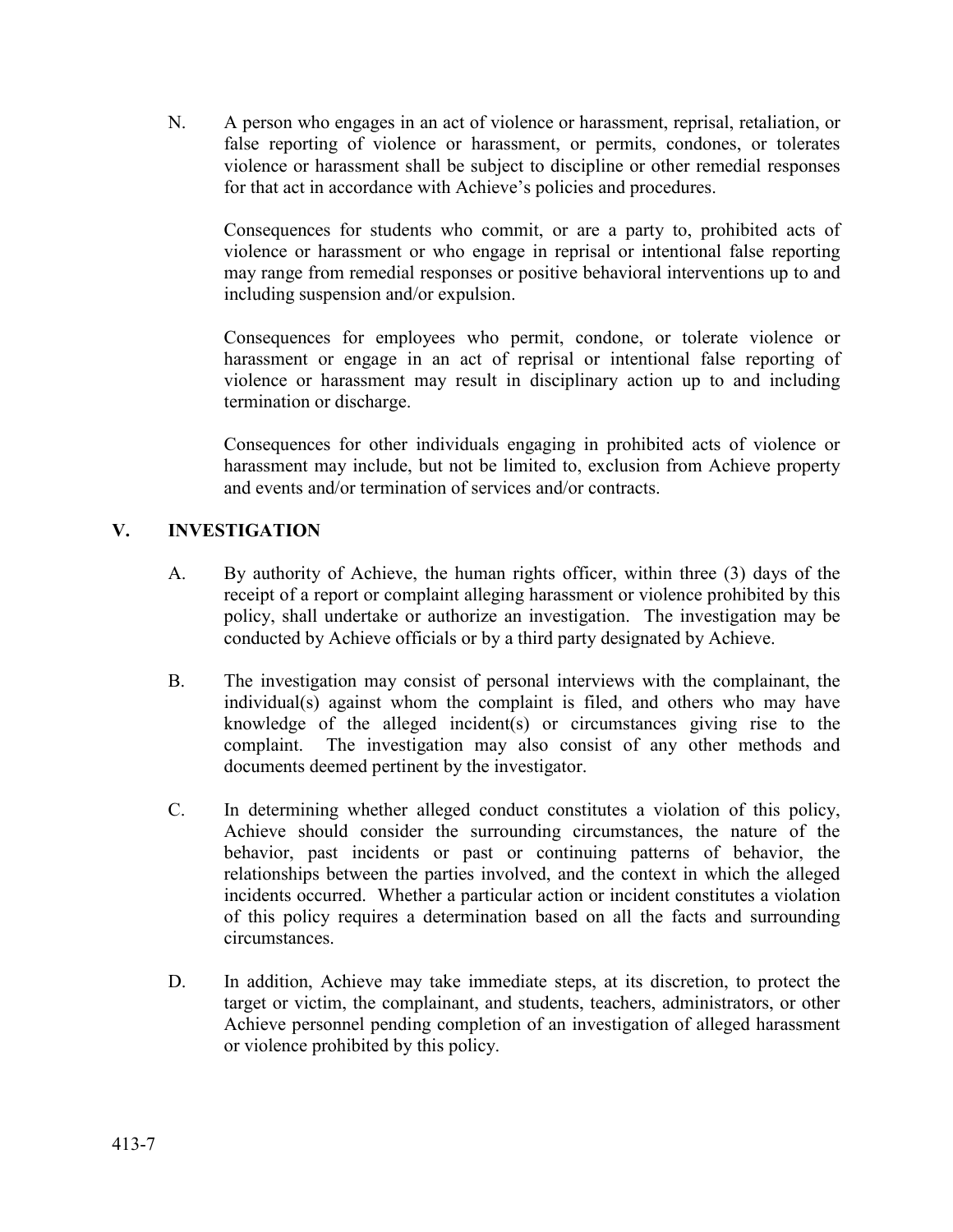N. A person who engages in an act of violence or harassment, reprisal, retaliation, or false reporting of violence or harassment, or permits, condones, or tolerates violence or harassment shall be subject to discipline or other remedial responses for that act in accordance with Achieve's policies and procedures.

Consequences for students who commit, or are a party to, prohibited acts of violence or harassment or who engage in reprisal or intentional false reporting may range from remedial responses or positive behavioral interventions up to and including suspension and/or expulsion.

Consequences for employees who permit, condone, or tolerate violence or harassment or engage in an act of reprisal or intentional false reporting of violence or harassment may result in disciplinary action up to and including termination or discharge.

Consequences for other individuals engaging in prohibited acts of violence or harassment may include, but not be limited to, exclusion from Achieve property and events and/or termination of services and/or contracts.

## V. INVESTIGATION

A. By authority of Achieve, the human rights officer, within three (3) days of the receipt of a report or complaint alleging harassment or violence prohibited by this policy, shall undertake or authorize an investigation. The investigation may be conducted by Achieve officials or by a third party designated by Achieve.

B. The investigation may consist of personal interviews with the complainant, the individual(s) against whom the complaint is filed, and others who may have knowledge of the alleged incident(s) or circumstances giving rise to the complaint. The investigation may also consist of any other methods and documents deemed pertinent by the investigator.

C. In determining whether alleged conduct constitutes a violation of this policy, Achieve should consider the surrounding circumstances, the nature of the behavior, past incidents or past or continuing patterns of behavior, the relationships between the parties involved, and the context in which the alleged incidents occurred. Whether a particular action or incident constitutes a violation of this policy requires a determination based on all the facts and surrounding circumstances.

D. In addition, Achieve may take immediate steps, at its discretion, to protect the target or victim, the complainant, and students, teachers, administrators, or other Achieve personnel pending completion of an investigation of alleged harassment or violence prohibited by this policy.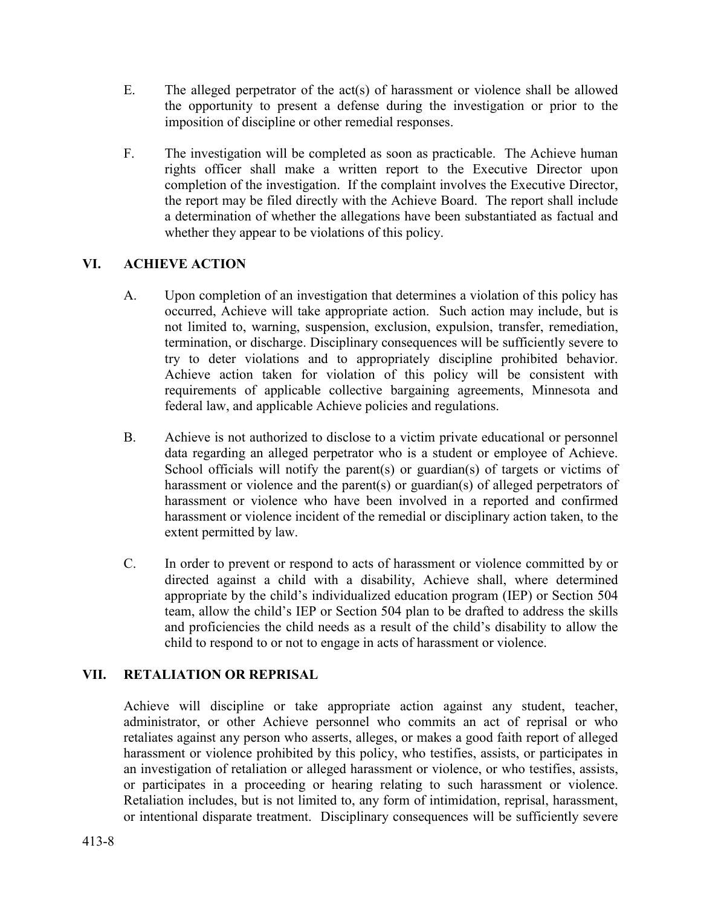E. The alleged perpetrator of the act(s) of harassment or violence shall be allowed the opportunity to present a defense during the investigation or prior to the imposition of discipline or other remedial responses.

F. The investigation will be completed as soon as practicable. The Achieve human rights officer shall make a written report to the Executive Director upon completion of the investigation. If the complaint involves the Executive Director, the report may be filed directly with the Achieve Board. The report shall include a determination of whether the allegations have been substantiated as factual and whether they appear to be violations of this policy.

## VI. ACHIEVE ACTION

A. Upon completion of an investigation that determines a violation of this policy has occurred, Achieve will take appropriate action. Such action may include, but is not limited to, warning, suspension, exclusion, expulsion, transfer, remediation, termination, or discharge. Disciplinary consequences will be sufficiently severe to try to deter violations and to appropriately discipline prohibited behavior. Achieve action taken for violation of this policy will be consistent with requirements of applicable collective bargaining agreements, Minnesota and federal law, and applicable Achieve policies and regulations.

B. Achieve is not authorized to disclose to a victim private educational or personnel data regarding an alleged perpetrator who is a student or employee of Achieve. School officials will notify the parent(s) or guardian(s) of targets or victims of harassment or violence and the parent(s) or guardian(s) of alleged perpetrators of harassment or violence who have been involved in a reported and confirmed harassment or violence incident of the remedial or disciplinary action taken, to the extent permitted by law.

C. In order to prevent or respond to acts of harassment or violence committed by or directed against a child with a disability, Achieve shall, where determined appropriate by the child's individualized education program (IEP) or Section 504 team, allow the child's IEP or Section 504 plan to be drafted to address the skills and proficiencies the child needs as a result of the child's disability to allow the child to respond to or not to engage in acts of harassment or violence.

## VII. RETALIATION OR REPRISAL

Achieve will discipline or take appropriate action against any student, teacher, administrator, or other Achieve personnel who commits an act of reprisal or who retaliates against any person who asserts, alleges, or makes a good faith report of alleged harassment or violence prohibited by this policy, who testifies, assists, or participates in an investigation of retaliation or alleged harassment or violence, or who testifies, assists, or participates in a proceeding or hearing relating to such harassment or violence. Retaliation includes, but is not limited to, any form of intimidation, reprisal, harassment, or intentional disparate treatment. Disciplinary consequences will be sufficiently severe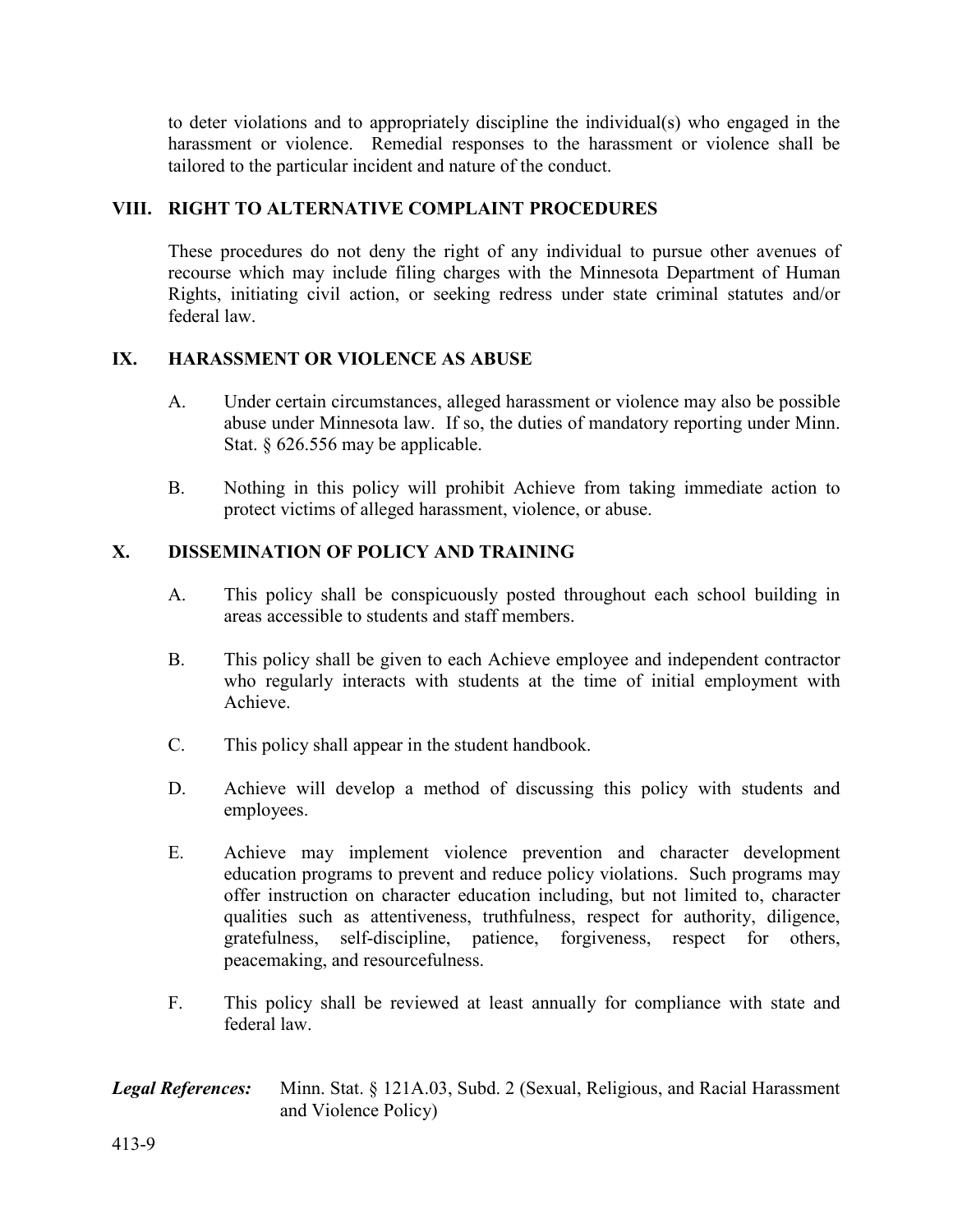to deter violations and to appropriately discipline the individual(s) who engaged in the harassment or violence. Remedial responses to the harassment or violence shall be tailored to the particular incident and nature of the conduct.

## VIII. RIGHT TO ALTERNATIVE COMPLAINT PROCEDURES

These procedures do not deny the right of any individual to pursue other avenues of recourse which may include filing charges with the Minnesota Department of Human Rights, initiating civil action, or seeking redress under state criminal statutes and/or federal law.

## IX. HARASSMENT OR VIOLENCE AS ABUSE

A. Under certain circumstances, alleged harassment or violence may also be possible abuse under Minnesota law. If so, the duties of mandatory reporting under Minn. Stat. § 626.556 may be applicable.

B. Nothing in this policy will prohibit Achieve from taking immediate action to protect victims of alleged harassment, violence, or abuse.

## X. DISSEMINATION OF POLICY AND TRAINING

A. This policy shall be conspicuously posted throughout each school building in areas accessible to students and staff members.

B. This policy shall be given to each Achieve employee and independent contractor who regularly interacts with students at the time of initial employment with Achieve.

C. This policy shall appear in the student handbook.

D. Achieve will develop a method of discussing this policy with students and employees.

E. Achieve may implement violence prevention and character development education programs to prevent and reduce policy violations. Such programs may offer instruction on character education including, but not limited to, character qualities such as attentiveness, truthfulness, respect for authority, diligence, gratefulness, self-discipline, patience, forgiveness, respect for others, peacemaking, and resourcefulness.

F. This policy shall be reviewed at least annually for compliance with state and federal law.

***Legal References:*** Minn. Stat. § 121A.03, Subd. 2 (Sexual, Religious, and Racial Harassment and Violence Policy)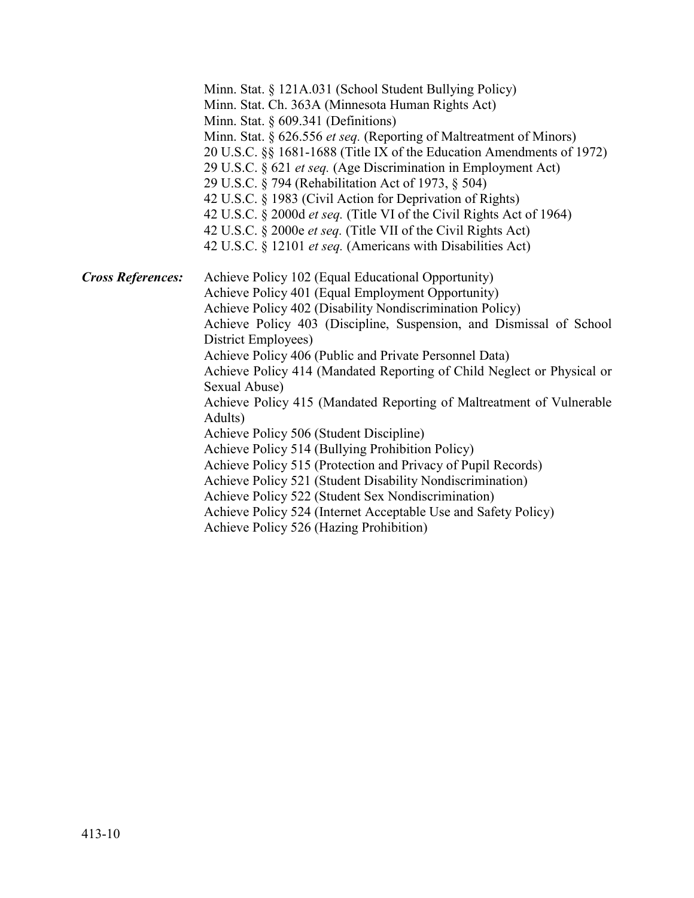Minn. Stat. § 121A.031 (School Student Bullying Policy)
Minn. Stat. Ch. 363A (Minnesota Human Rights Act)
Minn. Stat. § 609.341 (Definitions)
Minn. Stat. § 626.556 *et seq.* (Reporting of Maltreatment of Minors)
20 U.S.C. §§ 1681-1688 (Title IX of the Education Amendments of 1972)
29 U.S.C. § 621 *et seq.* (Age Discrimination in Employment Act)
29 U.S.C. § 794 (Rehabilitation Act of 1973, § 504)
42 U.S.C. § 1983 (Civil Action for Deprivation of Rights)
42 U.S.C. § 2000d *et seq.* (Title VI of the Civil Rights Act of 1964)
42 U.S.C. § 2000e *et seq.* (Title VII of the Civil Rights Act)
42 U.S.C. § 12101 *et seq.* (Americans with Disabilities Act)

***Cross References:***
Achieve Policy 102 (Equal Educational Opportunity)
Achieve Policy 401 (Equal Employment Opportunity)
Achieve Policy 402 (Disability Nondiscrimination Policy)
Achieve Policy 403 (Discipline, Suspension, and Dismissal of School District Employees)
Achieve Policy 406 (Public and Private Personnel Data)
Achieve Policy 414 (Mandated Reporting of Child Neglect or Physical or Sexual Abuse)
Achieve Policy 415 (Mandated Reporting of Maltreatment of Vulnerable Adults)
Achieve Policy 506 (Student Discipline)
Achieve Policy 514 (Bullying Prohibition Policy)
Achieve Policy 515 (Protection and Privacy of Pupil Records)
Achieve Policy 521 (Student Disability Nondiscrimination)
Achieve Policy 522 (Student Sex Nondiscrimination)
Achieve Policy 524 (Internet Acceptable Use and Safety Policy)
Achieve Policy 526 (Hazing Prohibition)